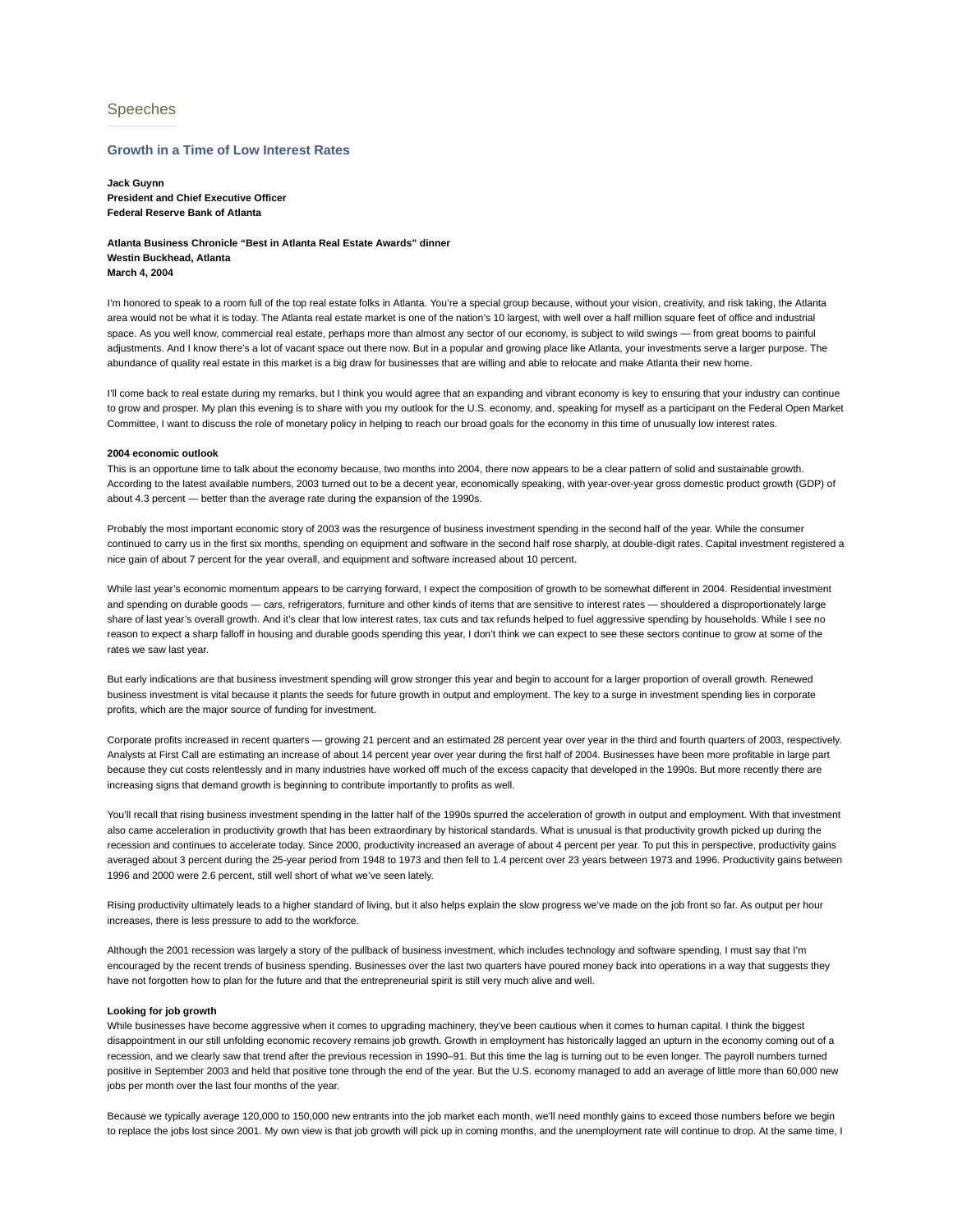## Speeches

### Growth in a Time of Low Interest Rates

**Jack Guynn**
**President and Chief Executive Officer**
**Federal Reserve Bank of Atlanta**

**Atlanta Business Chronicle "Best in Atlanta Real Estate Awards" dinner**
**Westin Buckhead, Atlanta**
**March 4, 2004**

I'm honored to speak to a room full of the top real estate folks in Atlanta. You're a special group because, without your vision, creativity, and risk taking, the Atlanta area would not be what it is today. The Atlanta real estate market is one of the nation's 10 largest, with well over a half million square feet of office and industrial space. As you well know, commercial real estate, perhaps more than almost any sector of our economy, is subject to wild swings — from great booms to painful adjustments. And I know there's a lot of vacant space out there now. But in a popular and growing place like Atlanta, your investments serve a larger purpose. The abundance of quality real estate in this market is a big draw for businesses that are willing and able to relocate and make Atlanta their new home.

I'll come back to real estate during my remarks, but I think you would agree that an expanding and vibrant economy is key to ensuring that your industry can continue to grow and prosper. My plan this evening is to share with you my outlook for the U.S. economy, and, speaking for myself as a participant on the Federal Open Market Committee, I want to discuss the role of monetary policy in helping to reach our broad goals for the economy in this time of unusually low interest rates.

**2004 economic outlook**

This is an opportune time to talk about the economy because, two months into 2004, there now appears to be a clear pattern of solid and sustainable growth. According to the latest available numbers, 2003 turned out to be a decent year, economically speaking, with year-over-year gross domestic product growth (GDP) of about 4.3 percent — better than the average rate during the expansion of the 1990s.

Probably the most important economic story of 2003 was the resurgence of business investment spending in the second half of the year. While the consumer continued to carry us in the first six months, spending on equipment and software in the second half rose sharply, at double-digit rates. Capital investment registered a nice gain of about 7 percent for the year overall, and equipment and software increased about 10 percent.

While last year's economic momentum appears to be carrying forward, I expect the composition of growth to be somewhat different in 2004. Residential investment and spending on durable goods — cars, refrigerators, furniture and other kinds of items that are sensitive to interest rates — shouldered a disproportionately large share of last year's overall growth. And it's clear that low interest rates, tax cuts and tax refunds helped to fuel aggressive spending by households. While I see no reason to expect a sharp falloff in housing and durable goods spending this year, I don't think we can expect to see these sectors continue to grow at some of the rates we saw last year.

But early indications are that business investment spending will grow stronger this year and begin to account for a larger proportion of overall growth. Renewed business investment is vital because it plants the seeds for future growth in output and employment. The key to a surge in investment spending lies in corporate profits, which are the major source of funding for investment.

Corporate profits increased in recent quarters — growing 21 percent and an estimated 28 percent year over year in the third and fourth quarters of 2003, respectively. Analysts at First Call are estimating an increase of about 14 percent year over year during the first half of 2004. Businesses have been more profitable in large part because they cut costs relentlessly and in many industries have worked off much of the excess capacity that developed in the 1990s. But more recently there are increasing signs that demand growth is beginning to contribute importantly to profits as well.

You'll recall that rising business investment spending in the latter half of the 1990s spurred the acceleration of growth in output and employment. With that investment also came acceleration in productivity growth that has been extraordinary by historical standards. What is unusual is that productivity growth picked up during the recession and continues to accelerate today. Since 2000, productivity increased an average of about 4 percent per year. To put this in perspective, productivity gains averaged about 3 percent during the 25-year period from 1948 to 1973 and then fell to 1.4 percent over 23 years between 1973 and 1996. Productivity gains between 1996 and 2000 were 2.6 percent, still well short of what we've seen lately.

Rising productivity ultimately leads to a higher standard of living, but it also helps explain the slow progress we've made on the job front so far. As output per hour increases, there is less pressure to add to the workforce.

Although the 2001 recession was largely a story of the pullback of business investment, which includes technology and software spending, I must say that I'm encouraged by the recent trends of business spending. Businesses over the last two quarters have poured money back into operations in a way that suggests they have not forgotten how to plan for the future and that the entrepreneurial spirit is still very much alive and well.

**Looking for job growth**

While businesses have become aggressive when it comes to upgrading machinery, they've been cautious when it comes to human capital. I think the biggest disappointment in our still unfolding economic recovery remains job growth. Growth in employment has historically lagged an upturn in the economy coming out of a recession, and we clearly saw that trend after the previous recession in 1990–91. But this time the lag is turning out to be even longer. The payroll numbers turned positive in September 2003 and held that positive tone through the end of the year. But the U.S. economy managed to add an average of little more than 60,000 new jobs per month over the last four months of the year.

Because we typically average 120,000 to 150,000 new entrants into the job market each month, we'll need monthly gains to exceed those numbers before we begin to replace the jobs lost since 2001. My own view is that job growth will pick up in coming months, and the unemployment rate will continue to drop. At the same time, I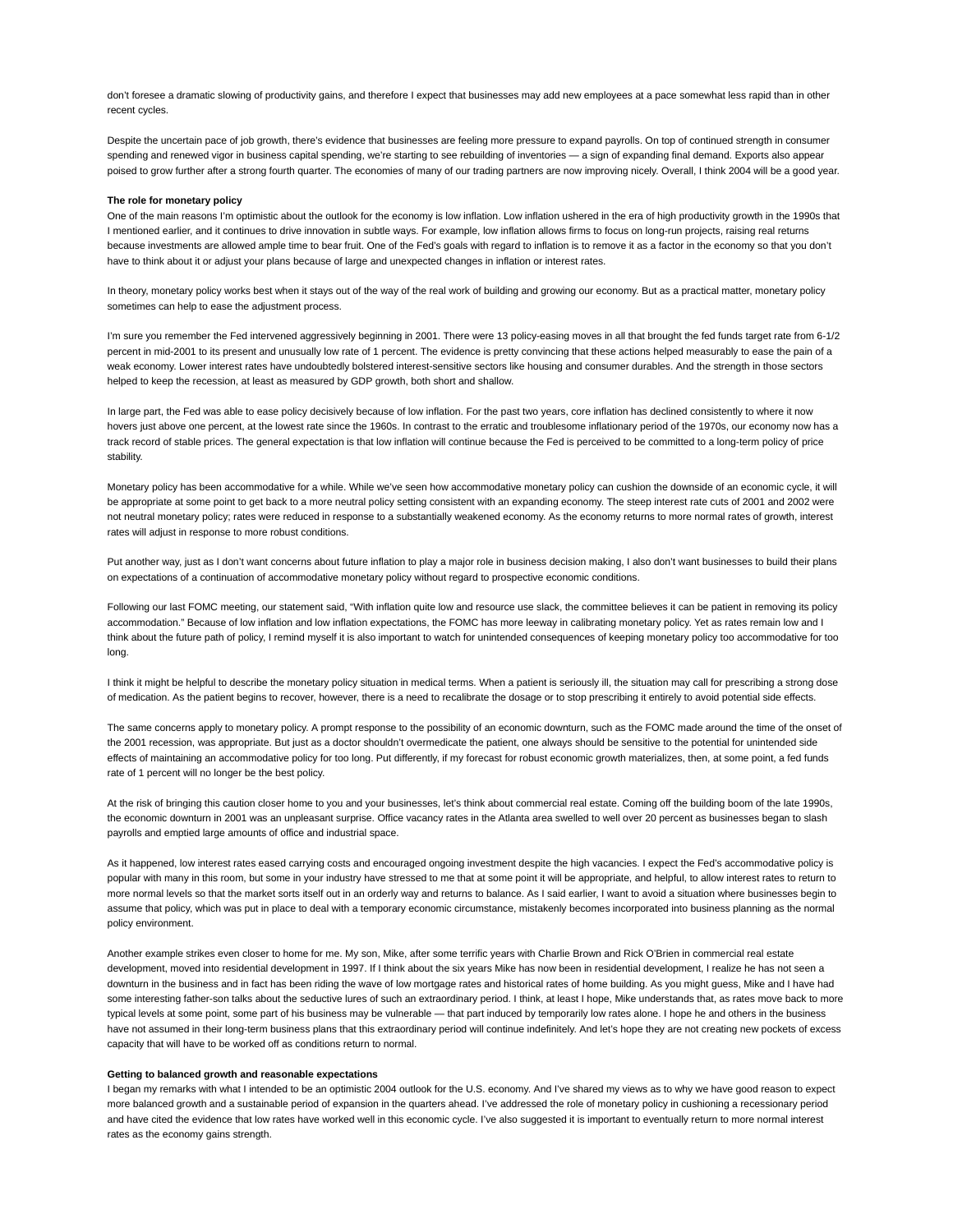don't foresee a dramatic slowing of productivity gains, and therefore I expect that businesses may add new employees at a pace somewhat less rapid than in other recent cycles.

Despite the uncertain pace of job growth, there's evidence that businesses are feeling more pressure to expand payrolls. On top of continued strength in consumer spending and renewed vigor in business capital spending, we're starting to see rebuilding of inventories — a sign of expanding final demand. Exports also appear poised to grow further after a strong fourth quarter. The economies of many of our trading partners are now improving nicely. Overall, I think 2004 will be a good year.

**The role for monetary policy**

One of the main reasons I'm optimistic about the outlook for the economy is low inflation. Low inflation ushered in the era of high productivity growth in the 1990s that I mentioned earlier, and it continues to drive innovation in subtle ways. For example, low inflation allows firms to focus on long-run projects, raising real returns because investments are allowed ample time to bear fruit. One of the Fed's goals with regard to inflation is to remove it as a factor in the economy so that you don't have to think about it or adjust your plans because of large and unexpected changes in inflation or interest rates.

In theory, monetary policy works best when it stays out of the way of the real work of building and growing our economy. But as a practical matter, monetary policy sometimes can help to ease the adjustment process.

I'm sure you remember the Fed intervened aggressively beginning in 2001. There were 13 policy-easing moves in all that brought the fed funds target rate from 6-1/2 percent in mid-2001 to its present and unusually low rate of 1 percent. The evidence is pretty convincing that these actions helped measurably to ease the pain of a weak economy. Lower interest rates have undoubtedly bolstered interest-sensitive sectors like housing and consumer durables. And the strength in those sectors helped to keep the recession, at least as measured by GDP growth, both short and shallow.

In large part, the Fed was able to ease policy decisively because of low inflation. For the past two years, core inflation has declined consistently to where it now hovers just above one percent, at the lowest rate since the 1960s. In contrast to the erratic and troublesome inflationary period of the 1970s, our economy now has a track record of stable prices. The general expectation is that low inflation will continue because the Fed is perceived to be committed to a long-term policy of price stability.

Monetary policy has been accommodative for a while. While we've seen how accommodative monetary policy can cushion the downside of an economic cycle, it will be appropriate at some point to get back to a more neutral policy setting consistent with an expanding economy. The steep interest rate cuts of 2001 and 2002 were not neutral monetary policy; rates were reduced in response to a substantially weakened economy. As the economy returns to more normal rates of growth, interest rates will adjust in response to more robust conditions.

Put another way, just as I don't want concerns about future inflation to play a major role in business decision making, I also don't want businesses to build their plans on expectations of a continuation of accommodative monetary policy without regard to prospective economic conditions.

Following our last FOMC meeting, our statement said, "With inflation quite low and resource use slack, the committee believes it can be patient in removing its policy accommodation." Because of low inflation and low inflation expectations, the FOMC has more leeway in calibrating monetary policy. Yet as rates remain low and I think about the future path of policy, I remind myself it is also important to watch for unintended consequences of keeping monetary policy too accommodative for too long.

I think it might be helpful to describe the monetary policy situation in medical terms. When a patient is seriously ill, the situation may call for prescribing a strong dose of medication. As the patient begins to recover, however, there is a need to recalibrate the dosage or to stop prescribing it entirely to avoid potential side effects.

The same concerns apply to monetary policy. A prompt response to the possibility of an economic downturn, such as the FOMC made around the time of the onset of the 2001 recession, was appropriate. But just as a doctor shouldn't overmedicate the patient, one always should be sensitive to the potential for unintended side effects of maintaining an accommodative policy for too long. Put differently, if my forecast for robust economic growth materializes, then, at some point, a fed funds rate of 1 percent will no longer be the best policy.

At the risk of bringing this caution closer home to you and your businesses, let's think about commercial real estate. Coming off the building boom of the late 1990s, the economic downturn in 2001 was an unpleasant surprise. Office vacancy rates in the Atlanta area swelled to well over 20 percent as businesses began to slash payrolls and emptied large amounts of office and industrial space.

As it happened, low interest rates eased carrying costs and encouraged ongoing investment despite the high vacancies. I expect the Fed's accommodative policy is popular with many in this room, but some in your industry have stressed to me that at some point it will be appropriate, and helpful, to allow interest rates to return to more normal levels so that the market sorts itself out in an orderly way and returns to balance. As I said earlier, I want to avoid a situation where businesses begin to assume that policy, which was put in place to deal with a temporary economic circumstance, mistakenly becomes incorporated into business planning as the normal policy environment.

Another example strikes even closer to home for me. My son, Mike, after some terrific years with Charlie Brown and Rick O'Brien in commercial real estate development, moved into residential development in 1997. If I think about the six years Mike has now been in residential development, I realize he has not seen a downturn in the business and in fact has been riding the wave of low mortgage rates and historical rates of home building. As you might guess, Mike and I have had some interesting father-son talks about the seductive lures of such an extraordinary period. I think, at least I hope, Mike understands that, as rates move back to more typical levels at some point, some part of his business may be vulnerable — that part induced by temporarily low rates alone. I hope he and others in the business have not assumed in their long-term business plans that this extraordinary period will continue indefinitely. And let's hope they are not creating new pockets of excess capacity that will have to be worked off as conditions return to normal.

**Getting to balanced growth and reasonable expectations**

I began my remarks with what I intended to be an optimistic 2004 outlook for the U.S. economy. And I've shared my views as to why we have good reason to expect more balanced growth and a sustainable period of expansion in the quarters ahead. I've addressed the role of monetary policy in cushioning a recessionary period and have cited the evidence that low rates have worked well in this economic cycle. I've also suggested it is important to eventually return to more normal interest rates as the economy gains strength.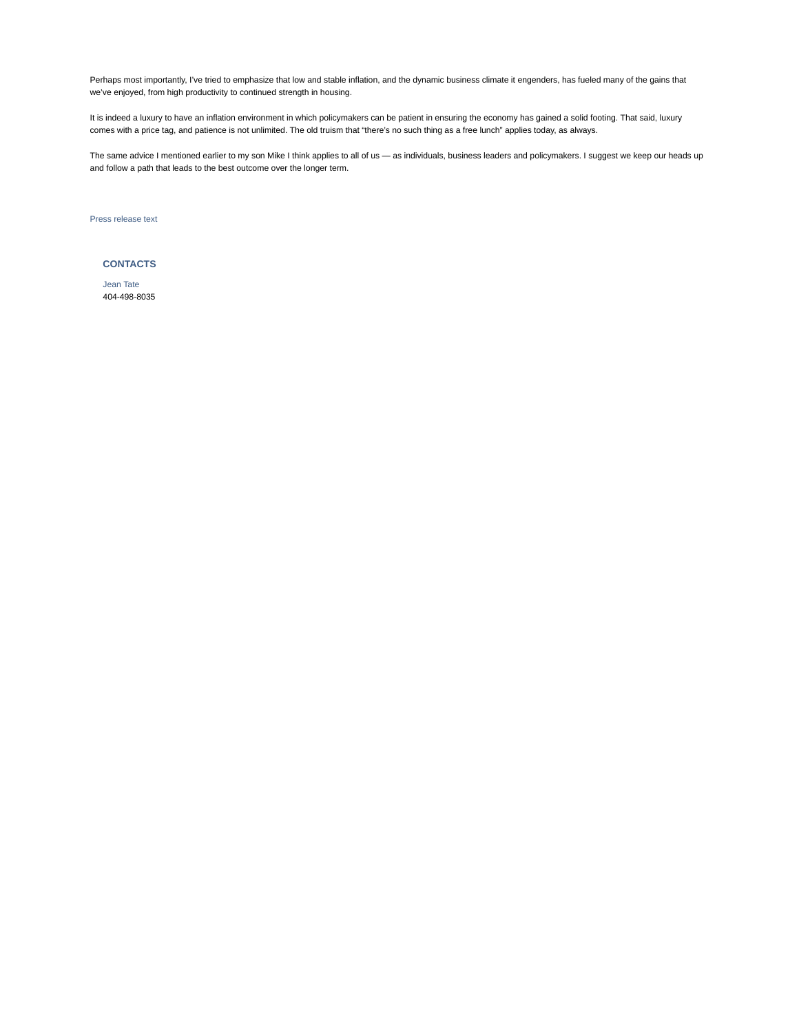Perhaps most importantly, I've tried to emphasize that low and stable inflation, and the dynamic business climate it engenders, has fueled many of the gains that we've enjoyed, from high productivity to continued strength in housing.

It is indeed a luxury to have an inflation environment in which policymakers can be patient in ensuring the economy has gained a solid footing. That said, luxury comes with a price tag, and patience is not unlimited. The old truism that "there's no such thing as a free lunch" applies today, as always.

The same advice I mentioned earlier to my son Mike I think applies to all of us — as individuals, business leaders and policymakers. I suggest we keep our heads up and follow a path that leads to the best outcome over the longer term.

Press release text

### CONTACTS

Jean Tate
404-498-8035